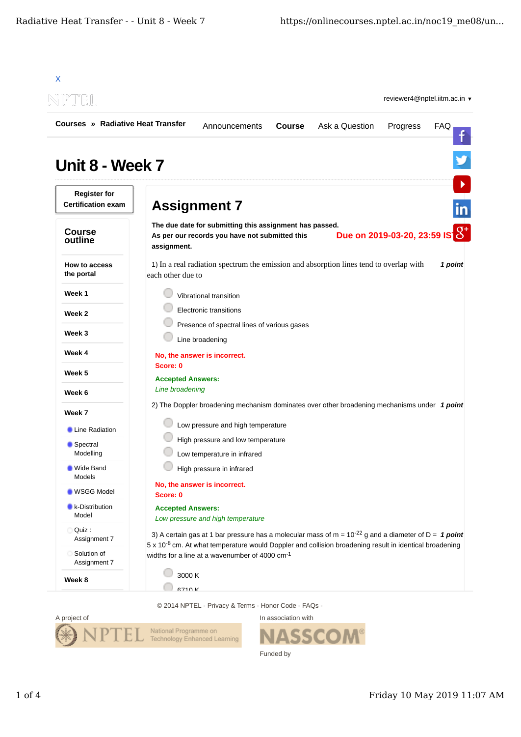X

reviewer4@nptel.iitm.ac.in ▾

**Courses » Radiative Heat Transfer** | Announcements | **Course** | Ask a Question | Progress | FAQ

# Unit 8 - Week 7

**Register for Certification exam**

## Course outline

- **How to access the portal**
- **Week 1**
- **Week 2**
- **Week 3**
- **Week 4**
- **Week 5**
- **Week 6**
- **Week 7**
  - Line Radiation
  - Spectral Modelling
  - Wide Band Models
  - WSGG Model
  - k-Distribution Model
  - Quiz : Assignment 7
  - Solution of Assignment 7
- **Week 8**

# Assignment 7

**The due date for submitting this assignment has passed.**
**As per our records you have not submitted this assignment.**

**Due on 2019-03-20, 23:59 IST.**

1) In a real radiation spectrum the emission and absorption lines tend to overlap with each other due to ***1 point***

- Vibrational transition
- Electronic transitions
- Presence of spectral lines of various gases
- Line broadening

**No, the answer is incorrect.**
**Score: 0**

**Accepted Answers:**
*Line broadening*

2) The Doppler broadening mechanism dominates over other broadening mechanisms under ***1 point***

- Low pressure and high temperature
- High pressure and low temperature
- Low temperature in infrared
- High pressure in infrared

**No, the answer is incorrect.**
**Score: 0**

**Accepted Answers:**
*Low pressure and high temperature*

3) A certain gas at 1 bar pressure has a molecular mass of m = $10^{-22}$ g and a diameter of D = $5 \times 10^{-8}$ cm. At what temperature would Doppler and collision broadening result in identical broadening widths for a line at a wavenumber of 4000 $cm^{-1}$ ***1 point***

- 3000 K
- 6710 K

© 2014 NPTEL - Privacy & Terms - Honor Code - FAQs -

A project of

In association with

Funded by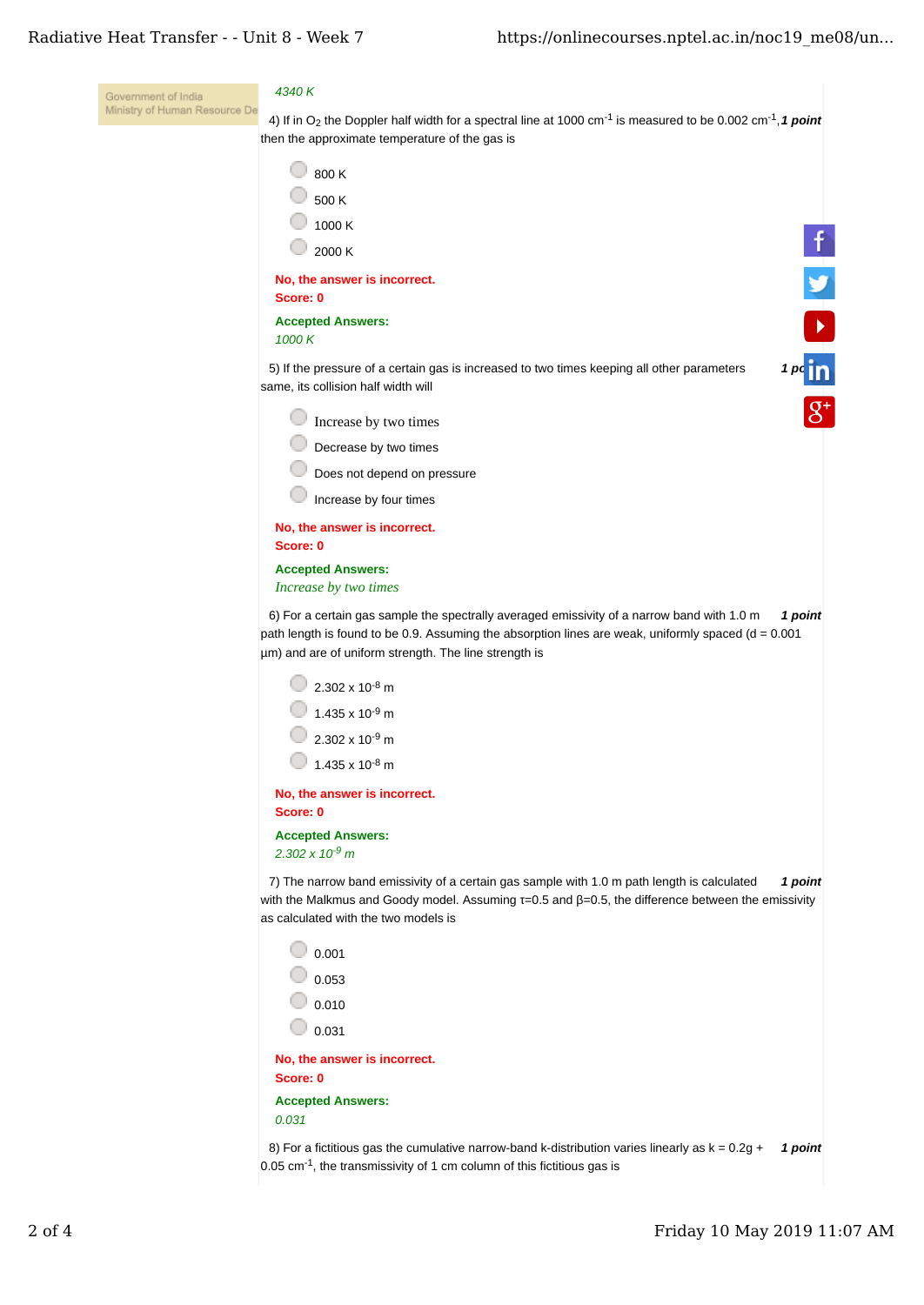*4340 K*

4) If in $O_2$ the Doppler half width for a spectral line at 1000 $cm^{-1}$ is measured to be 0.002 $cm^{-1}$, then the approximate temperature of the gas is ***1 point***

- 800 K
- 500 K
- 1000 K
- 2000 K

**No, the answer is incorrect.**
**Score: 0**

**Accepted Answers:**
*1000 K*

5) If the pressure of a certain gas is increased to two times keeping all other parameters same, its collision half width will ***1 point***

- Increase by two times
- Decrease by two times
- Does not depend on pressure
- Increase by four times

**No, the answer is incorrect.**
**Score: 0**

**Accepted Answers:**
*Increase by two times*

6) For a certain gas sample the spectrally averaged emissivity of a narrow band with 1.0 m path length is found to be 0.9. Assuming the absorption lines are weak, uniformly spaced (d = 0.001 μm) and are of uniform strength. The line strength is ***1 point***

- $2.302 \times 10^{-8}$ m
- $1.435 \times 10^{-9}$ m
- $2.302 \times 10^{-9}$ m
- $1.435 \times 10^{-8}$ m

**No, the answer is incorrect.**
**Score: 0**

**Accepted Answers:**
*$2.302 \times 10^{-9}$ m*

7) The narrow band emissivity of a certain gas sample with 1.0 m path length is calculated with the Malkmus and Goody model. Assuming $\tau$=0.5 and $\beta$=0.5, the difference between the emissivity as calculated with the two models is ***1 point***

- 0.001
- 0.053
- 0.010
- 0.031

**No, the answer is incorrect.**
**Score: 0**

**Accepted Answers:**
*0.031*

8) For a fictitious gas the cumulative narrow-band k-distribution varies linearly as k = 0.2g + 0.05 $cm^{-1}$, the transmissivity of 1 cm column of this fictitious gas is ***1 point***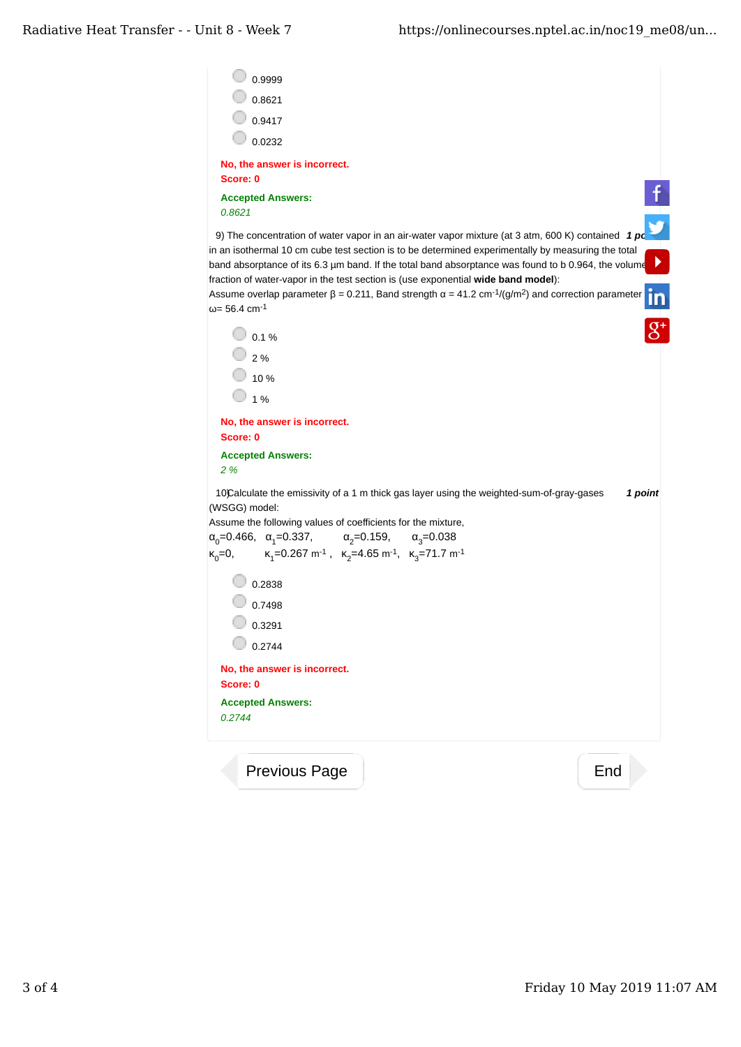- 0.9999
- 0.8621
- 0.9417
- 0.0232

**No, the answer is incorrect.**
**Score: 0**

**Accepted Answers:**
*0.8621*

9) The concentration of water vapor in an air-water vapor mixture (at 3 atm, 600 K) contained in an isothermal 10 cm cube test section is to be determined experimentally by measuring the total band absorptance of its 6.3 μm band. If the total band absorptance was found to b 0.964, the volume fraction of water-vapor in the test section is (use exponential **wide band model**):
Assume overlap parameter β = 0.211, Band strength α = 41.2 $cm^{-1}/(g/m^2)$ and correction parameter ω= 56.4 $cm^{-1}$

*1 point*

- 0.1 %
- 2 %
- 10 %
- 1 %

**No, the answer is incorrect.**
**Score: 0**

**Accepted Answers:**
*2 %*

10) Calculate the emissivity of a 1 m thick gas layer using the weighted-sum-of-gray-gases (WSGG) model:
Assume the following values of coefficients for the mixture,
$\alpha_0$=0.466, $\alpha_1$=0.337, $\alpha_2$=0.159, $\alpha_3$=0.038
$\kappa_0$=0, $\kappa_1$=0.267 $m^{-1}$, $\kappa_2$=4.65 $m^{-1}$, $\kappa_3$=71.7 $m^{-1}$

*1 point*

- 0.2838
- 0.7498
- 0.3291
- 0.2744

**No, the answer is incorrect.**
**Score: 0**

**Accepted Answers:**
*0.2744*

Previous Page | End